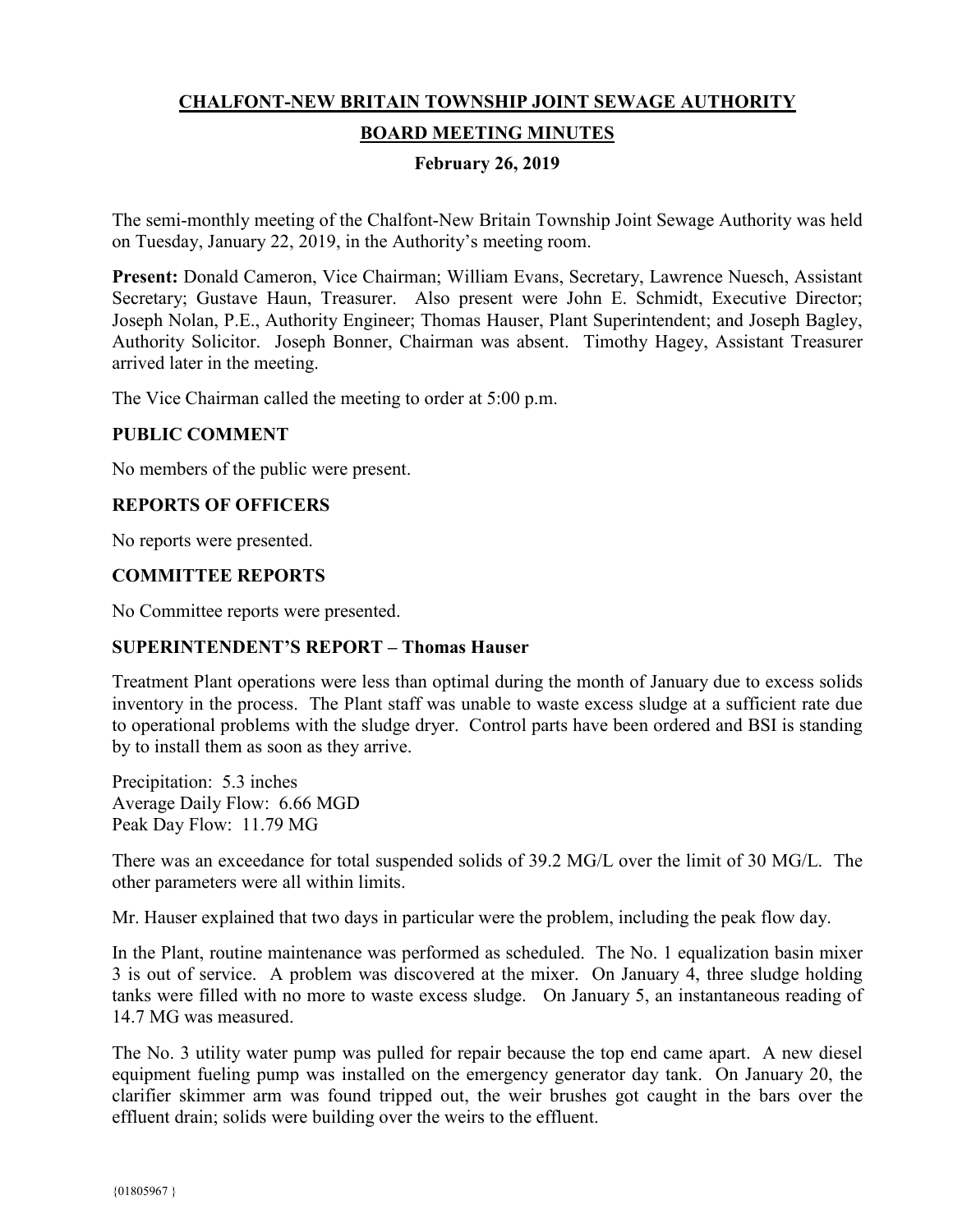# CHALFONT-NEW BRITAIN TOWNSHIP JOINT SEWAGE AUTHORITY

## BOARD MEETING MINUTES

### February 26, 2019

The semi-monthly meeting of the Chalfont-New Britain Township Joint Sewage Authority was held on Tuesday, January 22, 2019, in the Authority's meeting room.

**Present:** Donald Cameron, Vice Chairman; William Evans, Secretary, Lawrence Nuesch, Assistant Secretary; Gustave Haun, Treasurer. Also present were John E. Schmidt, Executive Director; Joseph Nolan, P.E., Authority Engineer; Thomas Hauser, Plant Superintendent; and Joseph Bagley, Authority Solicitor. Joseph Bonner, Chairman was absent. Timothy Hagey, Assistant Treasurer arrived later in the meeting.

The Vice Chairman called the meeting to order at 5:00 p.m.

**PUBLIC COMMENT**

No members of the public were present.

**REPORTS OF OFFICERS**

No reports were presented.

**COMMITTEE REPORTS**

No Committee reports were presented.

**SUPERINTENDENT'S REPORT – Thomas Hauser**

Treatment Plant operations were less than optimal during the month of January due to excess solids inventory in the process. The Plant staff was unable to waste excess sludge at a sufficient rate due to operational problems with the sludge dryer. Control parts have been ordered and BSI is standing by to install them as soon as they arrive.

Precipitation: 5.3 inches
Average Daily Flow: 6.66 MGD
Peak Day Flow: 11.79 MG

There was an exceedance for total suspended solids of 39.2 MG/L over the limit of 30 MG/L. The other parameters were all within limits.

Mr. Hauser explained that two days in particular were the problem, including the peak flow day.

In the Plant, routine maintenance was performed as scheduled. The No. 1 equalization basin mixer 3 is out of service. A problem was discovered at the mixer. On January 4, three sludge holding tanks were filled with no more to waste excess sludge. On January 5, an instantaneous reading of 14.7 MG was measured.

The No. 3 utility water pump was pulled for repair because the top end came apart. A new diesel equipment fueling pump was installed on the emergency generator day tank. On January 20, the clarifier skimmer arm was found tripped out, the weir brushes got caught in the bars over the effluent drain; solids were building over the weirs to the effluent.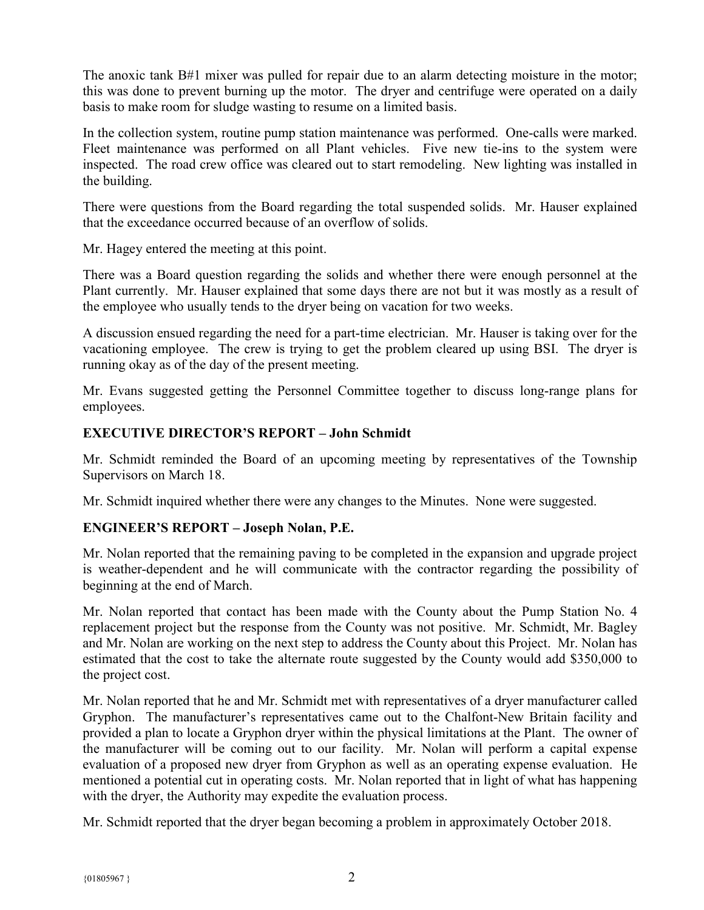The anoxic tank B#1 mixer was pulled for repair due to an alarm detecting moisture in the motor; this was done to prevent burning up the motor. The dryer and centrifuge were operated on a daily basis to make room for sludge wasting to resume on a limited basis.

In the collection system, routine pump station maintenance was performed. One-calls were marked. Fleet maintenance was performed on all Plant vehicles. Five new tie-ins to the system were inspected. The road crew office was cleared out to start remodeling. New lighting was installed in the building.

There were questions from the Board regarding the total suspended solids. Mr. Hauser explained that the exceedance occurred because of an overflow of solids.

Mr. Hagey entered the meeting at this point.

There was a Board question regarding the solids and whether there were enough personnel at the Plant currently. Mr. Hauser explained that some days there are not but it was mostly as a result of the employee who usually tends to the dryer being on vacation for two weeks.

A discussion ensued regarding the need for a part-time electrician. Mr. Hauser is taking over for the vacationing employee. The crew is trying to get the problem cleared up using BSI. The dryer is running okay as of the day of the present meeting.

Mr. Evans suggested getting the Personnel Committee together to discuss long-range plans for employees.

**EXECUTIVE DIRECTOR'S REPORT – John Schmidt**

Mr. Schmidt reminded the Board of an upcoming meeting by representatives of the Township Supervisors on March 18.

Mr. Schmidt inquired whether there were any changes to the Minutes. None were suggested.

**ENGINEER'S REPORT – Joseph Nolan, P.E.**

Mr. Nolan reported that the remaining paving to be completed in the expansion and upgrade project is weather-dependent and he will communicate with the contractor regarding the possibility of beginning at the end of March.

Mr. Nolan reported that contact has been made with the County about the Pump Station No. 4 replacement project but the response from the County was not positive. Mr. Schmidt, Mr. Bagley and Mr. Nolan are working on the next step to address the County about this Project. Mr. Nolan has estimated that the cost to take the alternate route suggested by the County would add $350,000 to the project cost.

Mr. Nolan reported that he and Mr. Schmidt met with representatives of a dryer manufacturer called Gryphon. The manufacturer's representatives came out to the Chalfont-New Britain facility and provided a plan to locate a Gryphon dryer within the physical limitations at the Plant. The owner of the manufacturer will be coming out to our facility. Mr. Nolan will perform a capital expense evaluation of a proposed new dryer from Gryphon as well as an operating expense evaluation. He mentioned a potential cut in operating costs. Mr. Nolan reported that in light of what has happening with the dryer, the Authority may expedite the evaluation process.

Mr. Schmidt reported that the dryer began becoming a problem in approximately October 2018.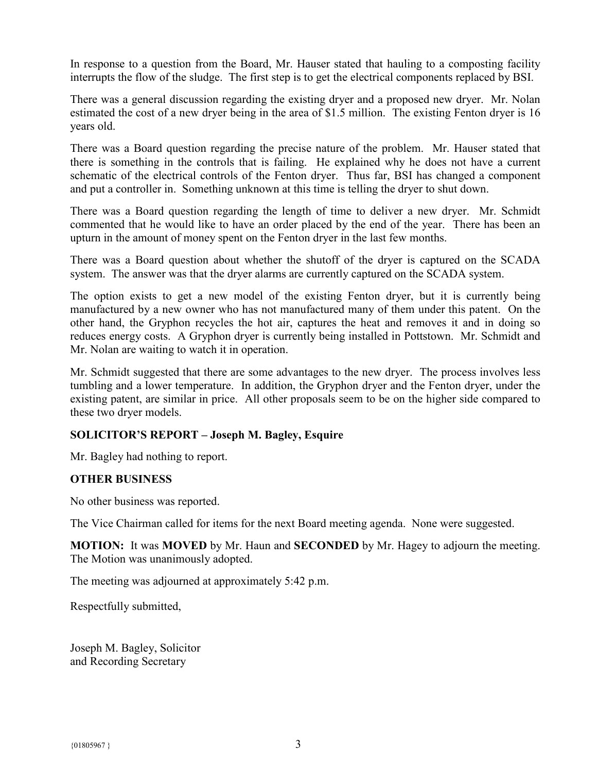In response to a question from the Board, Mr. Hauser stated that hauling to a composting facility interrupts the flow of the sludge. The first step is to get the electrical components replaced by BSI.

There was a general discussion regarding the existing dryer and a proposed new dryer. Mr. Nolan estimated the cost of a new dryer being in the area of $1.5 million. The existing Fenton dryer is 16 years old.

There was a Board question regarding the precise nature of the problem. Mr. Hauser stated that there is something in the controls that is failing. He explained why he does not have a current schematic of the electrical controls of the Fenton dryer. Thus far, BSI has changed a component and put a controller in. Something unknown at this time is telling the dryer to shut down.

There was a Board question regarding the length of time to deliver a new dryer. Mr. Schmidt commented that he would like to have an order placed by the end of the year. There has been an upturn in the amount of money spent on the Fenton dryer in the last few months.

There was a Board question about whether the shutoff of the dryer is captured on the SCADA system. The answer was that the dryer alarms are currently captured on the SCADA system.

The option exists to get a new model of the existing Fenton dryer, but it is currently being manufactured by a new owner who has not manufactured many of them under this patent. On the other hand, the Gryphon recycles the hot air, captures the heat and removes it and in doing so reduces energy costs. A Gryphon dryer is currently being installed in Pottstown. Mr. Schmidt and Mr. Nolan are waiting to watch it in operation.

Mr. Schmidt suggested that there are some advantages to the new dryer. The process involves less tumbling and a lower temperature. In addition, the Gryphon dryer and the Fenton dryer, under the existing patent, are similar in price. All other proposals seem to be on the higher side compared to these two dryer models.

**SOLICITOR'S REPORT – Joseph M. Bagley, Esquire**

Mr. Bagley had nothing to report.

**OTHER BUSINESS**

No other business was reported.

The Vice Chairman called for items for the next Board meeting agenda. None were suggested.

**MOTION:** It was **MOVED** by Mr. Haun and **SECONDED** by Mr. Hagey to adjourn the meeting. The Motion was unanimously adopted.

The meeting was adjourned at approximately 5:42 p.m.

Respectfully submitted,

Joseph M. Bagley, Solicitor
and Recording Secretary

{01805967 }